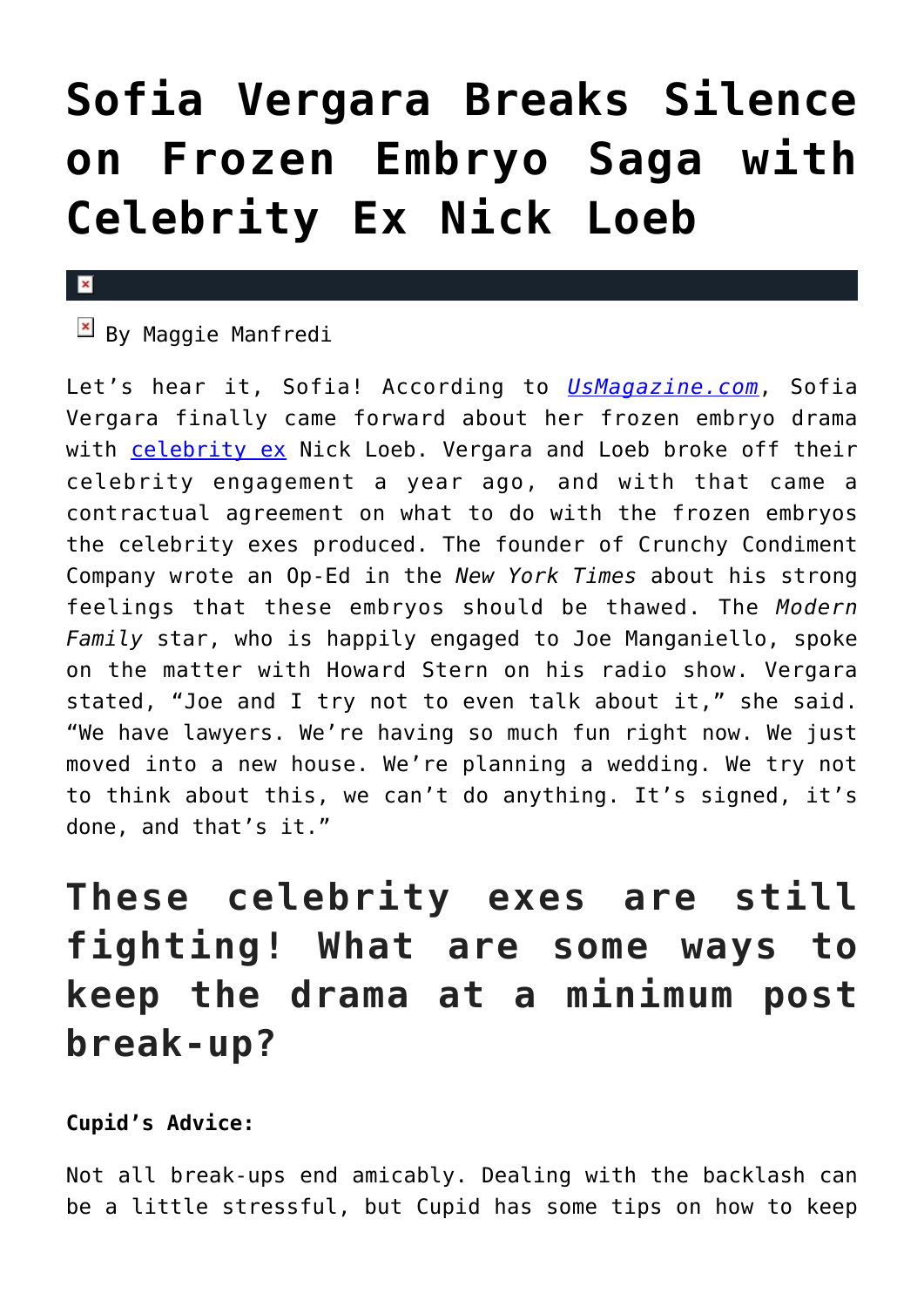# Sofia Vergara Breaks Silence on Frozen Embryo Saga with Celebrity Ex Nick Loeb

By Maggie Manfredi

Let's hear it, Sofia! According to [UsMagazine.com](UsMagazine.com), Sofia Vergara finally came forward about her frozen embryo drama with [celebrity ex](celebrity ex) Nick Loeb. Vergara and Loeb broke off their celebrity engagement a year ago, and with that came a contractual agreement on what to do with the frozen embryos the celebrity exes produced. The founder of Crunchy Condiment Company wrote an Op-Ed in the *New York Times* about his strong feelings that these embryos should be thawed. The *Modern Family* star, who is happily engaged to Joe Manganiello, spoke on the matter with Howard Stern on his radio show. Vergara stated, "Joe and I try not to even talk about it," she said. "We have lawyers. We're having so much fun right now. We just moved into a new house. We're planning a wedding. We try not to think about this, we can't do anything. It's signed, it's done, and that's it."

## These celebrity exes are still fighting! What are some ways to keep the drama at a minimum post break-up?

**Cupid's Advice:**

Not all break-ups end amicably. Dealing with the backlash can be a little stressful, but Cupid has some tips on how to keep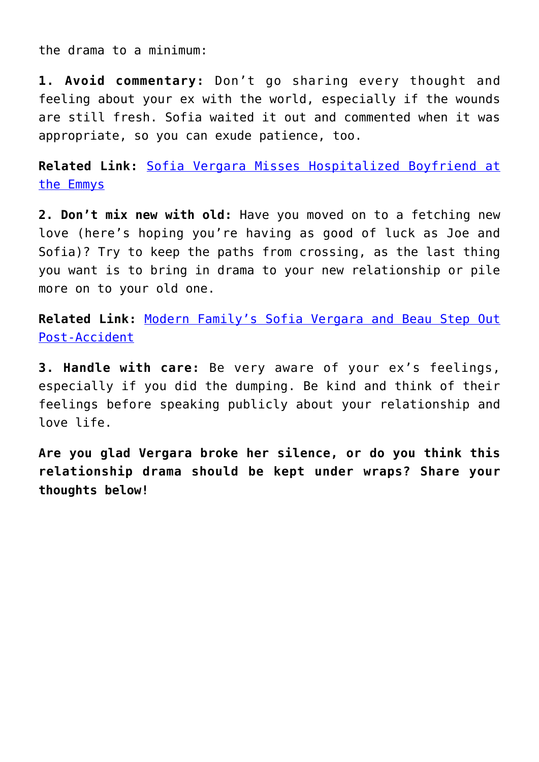the drama to a minimum:

**1. Avoid commentary:** Don't go sharing every thought and feeling about your ex with the world, especially if the wounds are still fresh. Sofia waited it out and commented when it was appropriate, so you can exude patience, too.

**Related Link:** Sofia Vergara Misses Hospitalized Boyfriend at the Emmys

**2. Don't mix new with old:** Have you moved on to a fetching new love (here's hoping you're having as good of luck as Joe and Sofia)? Try to keep the paths from crossing, as the last thing you want is to bring in drama to your new relationship or pile more on to your old one.

**Related Link:** Modern Family's Sofia Vergara and Beau Step Out Post-Accident

**3. Handle with care:** Be very aware of your ex's feelings, especially if you did the dumping. Be kind and think of their feelings before speaking publicly about your relationship and love life.

**Are you glad Vergara broke her silence, or do you think this relationship drama should be kept under wraps? Share your thoughts below!**